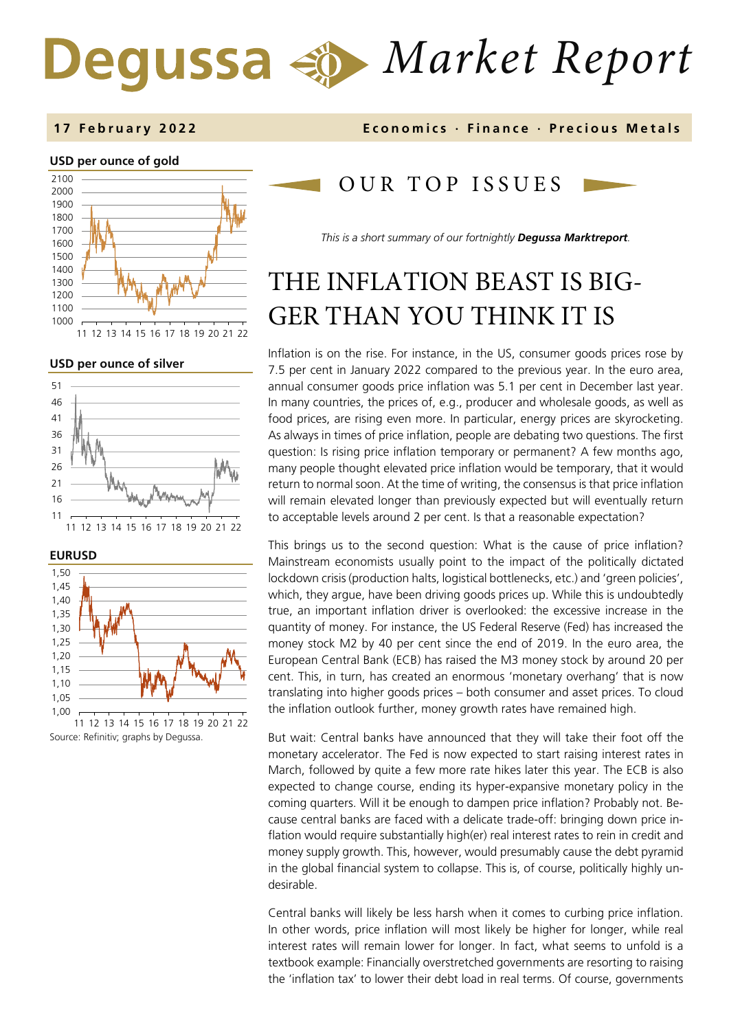# Degussa Market Report

**17 February 2022** — **Economics · Finance · Precious Metals**

**USD per ounce of gold**

2100
2000
1900
1800
1700
1600
1500
1400
1300
1200
1100
1000

11 12 13 14 15 16 17 18 19 20 21 22

**USD per ounce of silver**

51
46
41
36
31
26
21
16
11

11 12 13 14 15 16 17 18 19 20 21 22

**EURUSD**

1,50
1,45
1,40
1,35
1,30
1,25
1,20
1,15
1,10
1,05
1,00

11 12 13 14 15 16 17 18 19 20 21 22

Source: Refinitiv; graphs by Degussa.

## OUR TOP ISSUES

*This is a short summary of our fortnightly **Degussa Marktreport**.*

# THE INFLATION BEAST IS BIGGER THAN YOU THINK IT IS

Inflation is on the rise. For instance, in the US, consumer goods prices rose by 7.5 per cent in January 2022 compared to the previous year. In the euro area, annual consumer goods price inflation was 5.1 per cent in December last year. In many countries, the prices of, e.g., producer and wholesale goods, as well as food prices, are rising even more. In particular, energy prices are skyrocketing. As always in times of price inflation, people are debating two questions. The first question: Is rising price inflation temporary or permanent? A few months ago, many people thought elevated price inflation would be temporary, that it would return to normal soon. At the time of writing, the consensus is that price inflation will remain elevated longer than previously expected but will eventually return to acceptable levels around 2 per cent. Is that a reasonable expectation?

This brings us to the second question: What is the cause of price inflation? Mainstream economists usually point to the impact of the politically dictated lockdown crisis (production halts, logistical bottlenecks, etc.) and 'green policies', which, they argue, have been driving goods prices up. While this is undoubtedly true, an important inflation driver is overlooked: the excessive increase in the quantity of money. For instance, the US Federal Reserve (Fed) has increased the money stock M2 by 40 per cent since the end of 2019. In the euro area, the European Central Bank (ECB) has raised the M3 money stock by around 20 per cent. This, in turn, has created an enormous 'monetary overhang' that is now translating into higher goods prices – both consumer and asset prices. To cloud the inflation outlook further, money growth rates have remained high.

But wait: Central banks have announced that they will take their foot off the monetary accelerator. The Fed is now expected to start raising interest rates in March, followed by quite a few more rate hikes later this year. The ECB is also expected to change course, ending its hyper-expansive monetary policy in the coming quarters. Will it be enough to dampen price inflation? Probably not. Because central banks are faced with a delicate trade-off: bringing down price inflation would require substantially high(er) real interest rates to rein in credit and money supply growth. This, however, would presumably cause the debt pyramid in the global financial system to collapse. This is, of course, politically highly undesirable.

Central banks will likely be less harsh when it comes to curbing price inflation. In other words, price inflation will most likely be higher for longer, while real interest rates will remain lower for longer. In fact, what seems to unfold is a textbook example: Financially overstretched governments are resorting to raising the 'inflation tax' to lower their debt load in real terms. Of course, governments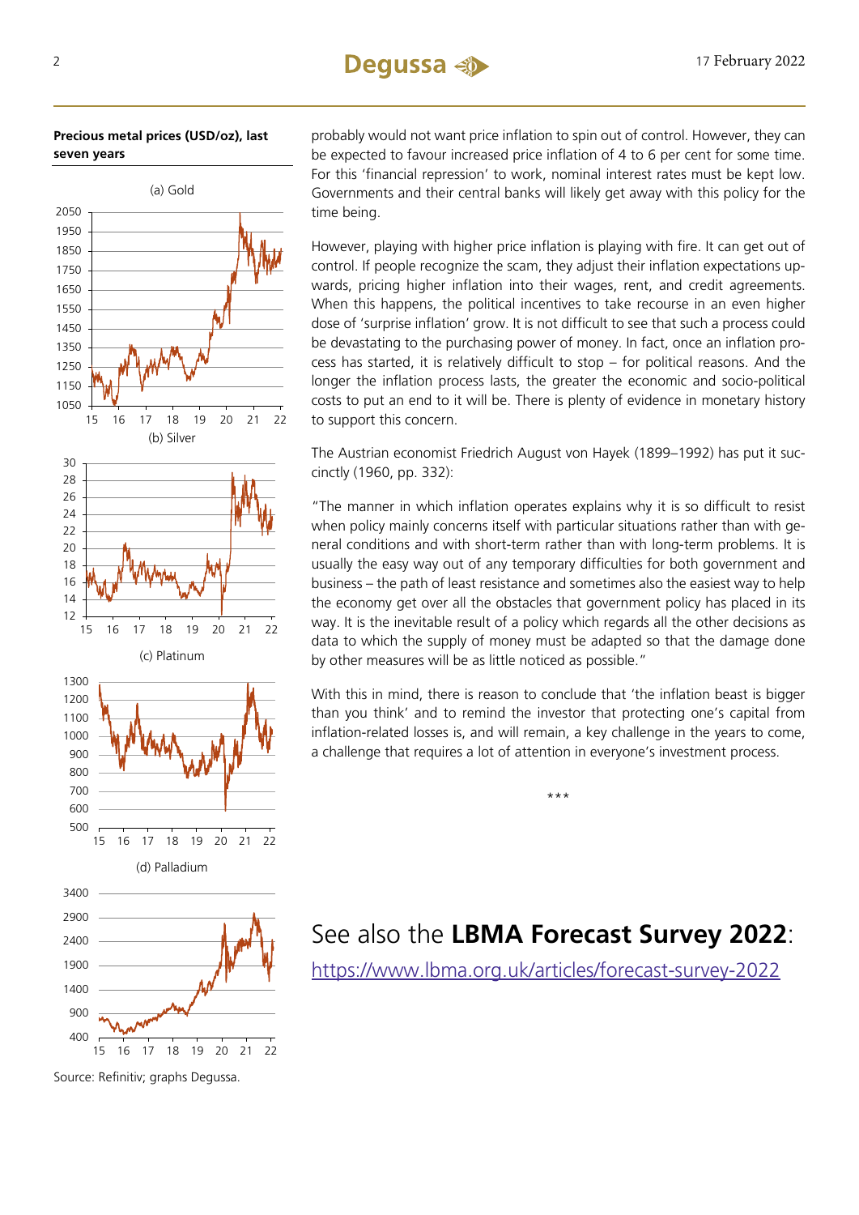**Precious metal prices (USD/oz), last seven years**

(a) Gold

2050
1950
1850
1750
1650
1550
1450
1350
1250
1150
1050

15 16 17 18 19 20 21 22

(b) Silver

30
28
26
24
22
20
18
16
14
12

15 16 17 18 19 20 21 22

(c) Platinum

1300
1200
1100
1000
900
800
700
600
500

15 16 17 18 19 20 21 22

(d) Palladium

3400
2900
2400
1900
1400
900
400

15 16 17 18 19 20 21 22

Source: Refinitiv; graphs Degussa.

probably would not want price inflation to spin out of control. However, they can be expected to favour increased price inflation of 4 to 6 per cent for some time. For this 'financial repression' to work, nominal interest rates must be kept low. Governments and their central banks will likely get away with this policy for the time being.

However, playing with higher price inflation is playing with fire. It can get out of control. If people recognize the scam, they adjust their inflation expectations upwards, pricing higher inflation into their wages, rent, and credit agreements. When this happens, the political incentives to take recourse in an even higher dose of 'surprise inflation' grow. It is not difficult to see that such a process could be devastating to the purchasing power of money. In fact, once an inflation process has started, it is relatively difficult to stop – for political reasons. And the longer the inflation process lasts, the greater the economic and socio-political costs to put an end to it will be. There is plenty of evidence in monetary history to support this concern.

The Austrian economist Friedrich August von Hayek (1899–1992) has put it succinctly (1960, pp. 332):

"The manner in which inflation operates explains why it is so difficult to resist when policy mainly concerns itself with particular situations rather than with general conditions and with short-term rather than with long-term problems. It is usually the easy way out of any temporary difficulties for both government and business – the path of least resistance and sometimes also the easiest way to help the economy get over all the obstacles that government policy has placed in its way. It is the inevitable result of a policy which regards all the other decisions as data to which the supply of money must be adapted so that the damage done by other measures will be as little noticed as possible."

With this in mind, there is reason to conclude that 'the inflation beast is bigger than you think' and to remind the investor that protecting one's capital from inflation-related losses is, and will remain, a key challenge in the years to come, a challenge that requires a lot of attention in everyone's investment process.

\*\*\*

## See also the **LBMA Forecast Survey 2022**:

https://www.lbma.org.uk/articles/forecast-survey-2022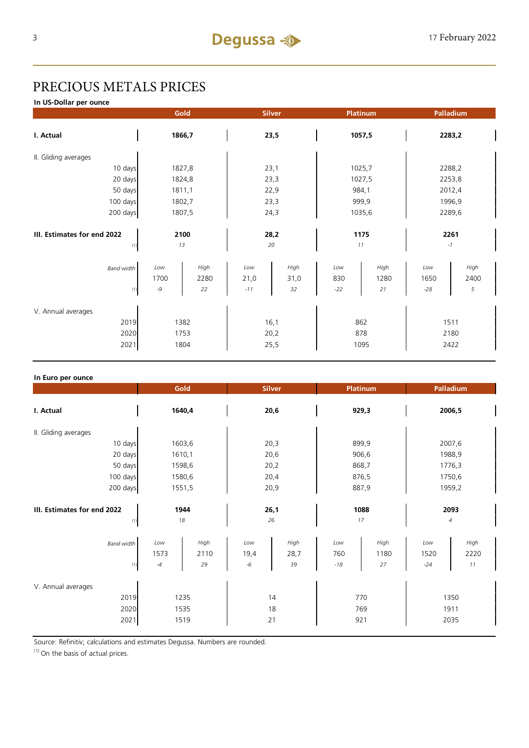# PRECIOUS METALS PRICES

**In US-Dollar per ounce**

| | Gold | | Silver | | Platinum | | Palladium | |
|---|---|---|---|---|---|---|---|---|
| **I. Actual** | **1866,7** | | **23,5** | | **1057,5** | | **2283,2** | |
| II. Gliding averages | | | | | | | | |
| 10 days | 1827,8 | | 23,1 | | 1025,7 | | 2288,2 | |
| 20 days | 1824,8 | | 23,3 | | 1027,5 | | 2253,8 | |
| 50 days | 1811,1 | | 22,9 | | 984,1 | | 2012,4 | |
| 100 days | 1802,7 | | 23,3 | | 999,9 | | 1996,9 | |
| 200 days | 1807,5 | | 24,3 | | 1035,6 | | 2289,6 | |
| **III. Estimates for end 2022** | **2100** | | **28,2** | | **1175** | | **2261** | |
| (1) | *13* | | *20* | | *11* | | *-1* | |
| *Band width* | *Low* | *High* | *Low* | *High* | *Low* | *High* | *Low* | *High* |
| | 1700 | 2280 | 21,0 | 31,0 | 830 | 1280 | 1650 | 2400 |
| (1) | *-9* | *22* | *-11* | *32* | *-22* | *21* | *-28* | *5* |
| V. Annual averages | | | | | | | | |
| 2019 | 1382 | | 16,1 | | 862 | | 1511 | |
| 2020 | 1753 | | 20,2 | | 878 | | 2180 | |
| 2021 | 1804 | | 25,5 | | 1095 | | 2422 | |

**In Euro per ounce**

| | Gold | | Silver | | Platinum | | Palladium | |
|---|---|---|---|---|---|---|---|---|
| **I. Actual** | **1640,4** | | **20,6** | | **929,3** | | **2006,5** | |
| II. Gliding averages | | | | | | | | |
| 10 days | 1603,6 | | 20,3 | | 899,9 | | 2007,6 | |
| 20 days | 1610,1 | | 20,6 | | 906,6 | | 1988,9 | |
| 50 days | 1598,6 | | 20,2 | | 868,7 | | 1776,3 | |
| 100 days | 1580,6 | | 20,4 | | 876,5 | | 1750,6 | |
| 200 days | 1551,5 | | 20,9 | | 887,9 | | 1959,2 | |
| **III. Estimates for end 2022** | **1944** | | **26,1** | | **1088** | | **2093** | |
| (1) | *18* | | *26* | | *17* | | *4* | |
| *Band width* | *Low* | *High* | *Low* | *High* | *Low* | *High* | *Low* | *High* |
| | 1573 | 2110 | 19,4 | 28,7 | 760 | 1180 | 1520 | 2220 |
| (1) | *-4* | *29* | *-6* | *39* | *-18* | *27* | *-24* | *11* |
| V. Annual averages | | | | | | | | |
| 2019 | 1235 | | 14 | | 770 | | 1350 | |
| 2020 | 1535 | | 18 | | 769 | | 1911 | |
| 2021 | 1519 | | 21 | | 921 | | 2035 | |

Source: Refinitiv; calculations and estimates Degussa. Numbers are rounded.

(1) On the basis of actual prices.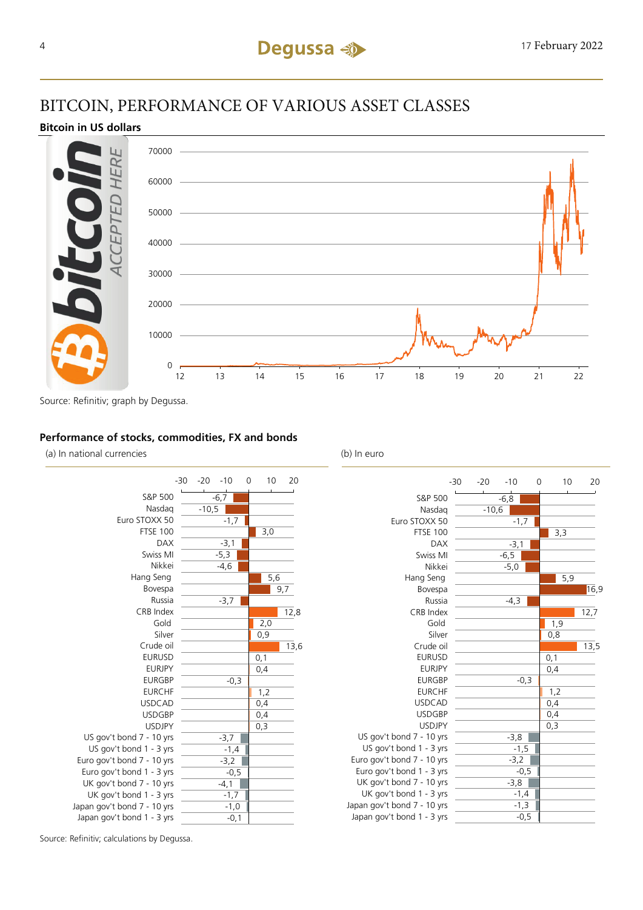# BITCOIN, PERFORMANCE OF VARIOUS ASSET CLASSES

**Bitcoin in US dollars**

Source: Refinitiv; graph by Degussa.

**Performance of stocks, commodities, FX and bonds**

| | (a) In national currencies | (b) In euro |
|---|---|---|
| S&P 500 | -6,7 | -6,8 |
| Nasdaq | -10,5 | -10,6 |
| Euro STOXX 50 | -1,7 | -1,7 |
| FTSE 100 | 3,0 | 3,3 |
| DAX | -3,1 | -3,1 |
| Swiss MI | -5,3 | -6,5 |
| Nikkei | -4,6 | -5,0 |
| Hang Seng | 5,6 | 5,9 |
| Bovespa | 9,7 | 16,9 |
| Russia | -3,7 | -4,3 |
| CRB Index | 12,8 | 12,7 |
| Gold | 2,0 | 1,9 |
| Silver | 0,9 | 0,8 |
| Crude oil | 13,6 | 13,5 |
| EURUSD | 0,1 | 0,1 |
| EURJPY | 0,4 | 0,4 |
| EURGBP | -0,3 | -0,3 |
| EURCHF | 1,2 | 1,2 |
| USDCAD | 0,4 | 0,4 |
| USDGBP | 0,4 | 0,4 |
| USDJPY | 0,3 | 0,3 |
| US gov't bond 7 - 10 yrs | -3,7 | -3,8 |
| US gov't bond 1 - 3 yrs | -1,4 | -1,5 |
| Euro gov't bond 7 - 10 yrs | -3,2 | -3,2 |
| Euro gov't bond 1 - 3 yrs | -0,5 | -0,5 |
| UK gov't bond 7 - 10 yrs | -4,1 | -3,8 |
| UK gov't bond 1 - 3 yrs | -1,7 | -1,4 |
| Japan gov't bond 7 - 10 yrs | -1,0 | -1,3 |
| Japan gov't bond 1 - 3 yrs | -0,1 | -0,5 |

Source: Refinitiv; calculations by Degussa.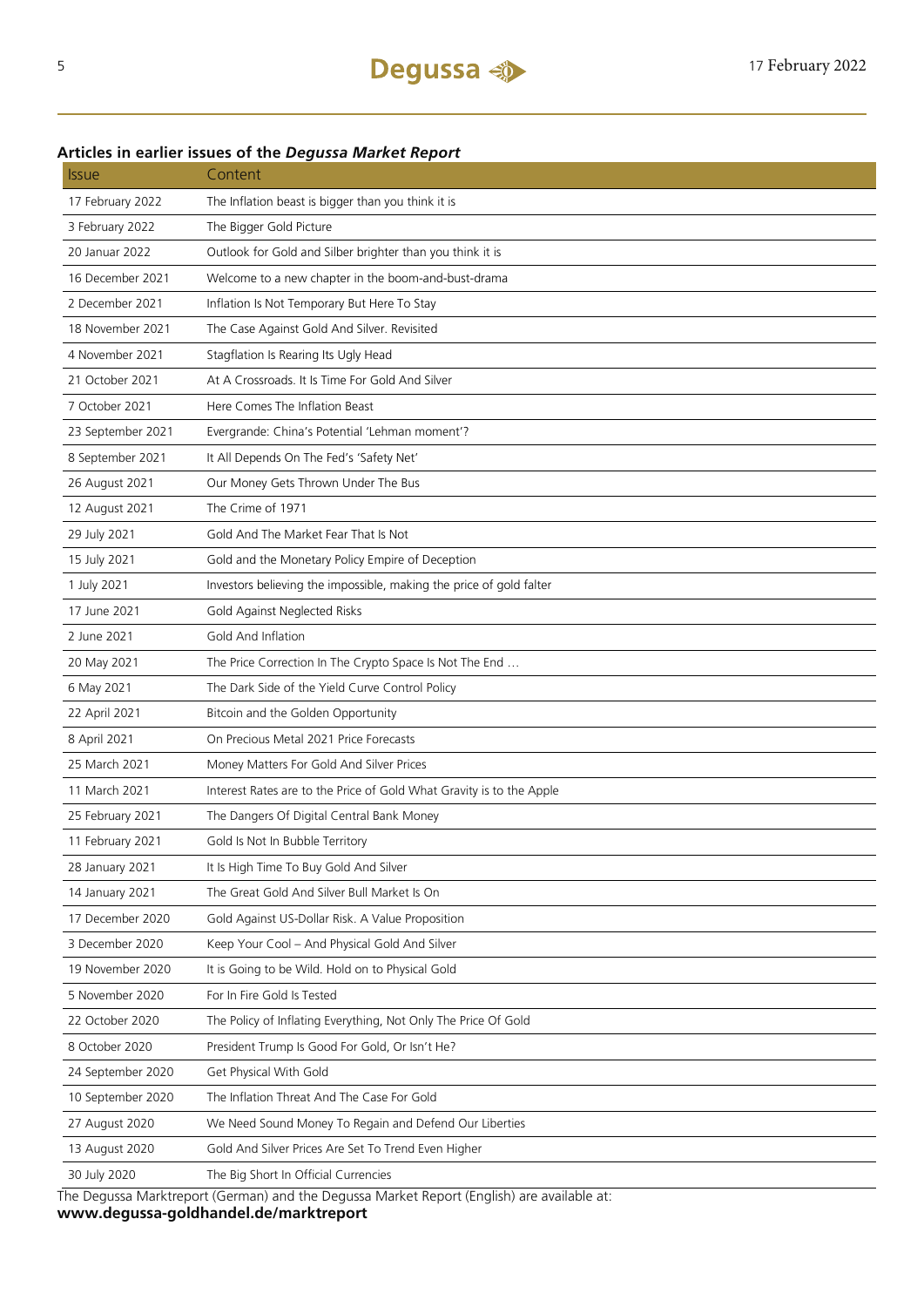### Articles in earlier issues of the *Degussa Market Report*

| Issue | Content |
|---|---|
| 17 February 2022 | The Inflation beast is bigger than you think it is |
| 3 February 2022 | The Bigger Gold Picture |
| 20 Januar 2022 | Outlook for Gold and Silber brighter than you think it is |
| 16 December 2021 | Welcome to a new chapter in the boom-and-bust-drama |
| 2 December 2021 | Inflation Is Not Temporary But Here To Stay |
| 18 November 2021 | The Case Against Gold And Silver. Revisited |
| 4 November 2021 | Stagflation Is Rearing Its Ugly Head |
| 21 October 2021 | At A Crossroads. It Is Time For Gold And Silver |
| 7 October 2021 | Here Comes The Inflation Beast |
| 23 September 2021 | Evergrande: China's Potential 'Lehman moment'? |
| 8 September 2021 | It All Depends On The Fed's 'Safety Net' |
| 26 August 2021 | Our Money Gets Thrown Under The Bus |
| 12 August 2021 | The Crime of 1971 |
| 29 July 2021 | Gold And The Market Fear That Is Not |
| 15 July 2021 | Gold and the Monetary Policy Empire of Deception |
| 1 July 2021 | Investors believing the impossible, making the price of gold falter |
| 17 June 2021 | Gold Against Neglected Risks |
| 2 June 2021 | Gold And Inflation |
| 20 May 2021 | The Price Correction In The Crypto Space Is Not The End … |
| 6 May 2021 | The Dark Side of the Yield Curve Control Policy |
| 22 April 2021 | Bitcoin and the Golden Opportunity |
| 8 April 2021 | On Precious Metal 2021 Price Forecasts |
| 25 March 2021 | Money Matters For Gold And Silver Prices |
| 11 March 2021 | Interest Rates are to the Price of Gold What Gravity is to the Apple |
| 25 February 2021 | The Dangers Of Digital Central Bank Money |
| 11 February 2021 | Gold Is Not In Bubble Territory |
| 28 January 2021 | It Is High Time To Buy Gold And Silver |
| 14 January 2021 | The Great Gold And Silver Bull Market Is On |
| 17 December 2020 | Gold Against US-Dollar Risk. A Value Proposition |
| 3 December 2020 | Keep Your Cool – And Physical Gold And Silver |
| 19 November 2020 | It is Going to be Wild. Hold on to Physical Gold |
| 5 November 2020 | For In Fire Gold Is Tested |
| 22 October 2020 | The Policy of Inflating Everything, Not Only The Price Of Gold |
| 8 October 2020 | President Trump Is Good For Gold, Or Isn't He? |
| 24 September 2020 | Get Physical With Gold |
| 10 September 2020 | The Inflation Threat And The Case For Gold |
| 27 August 2020 | We Need Sound Money To Regain and Defend Our Liberties |
| 13 August 2020 | Gold And Silver Prices Are Set To Trend Even Higher |
| 30 July 2020 | The Big Short In Official Currencies |

The Degussa Marktreport (German) and the Degussa Market Report (English) are available at:
**www.degussa-goldhandel.de/marktreport**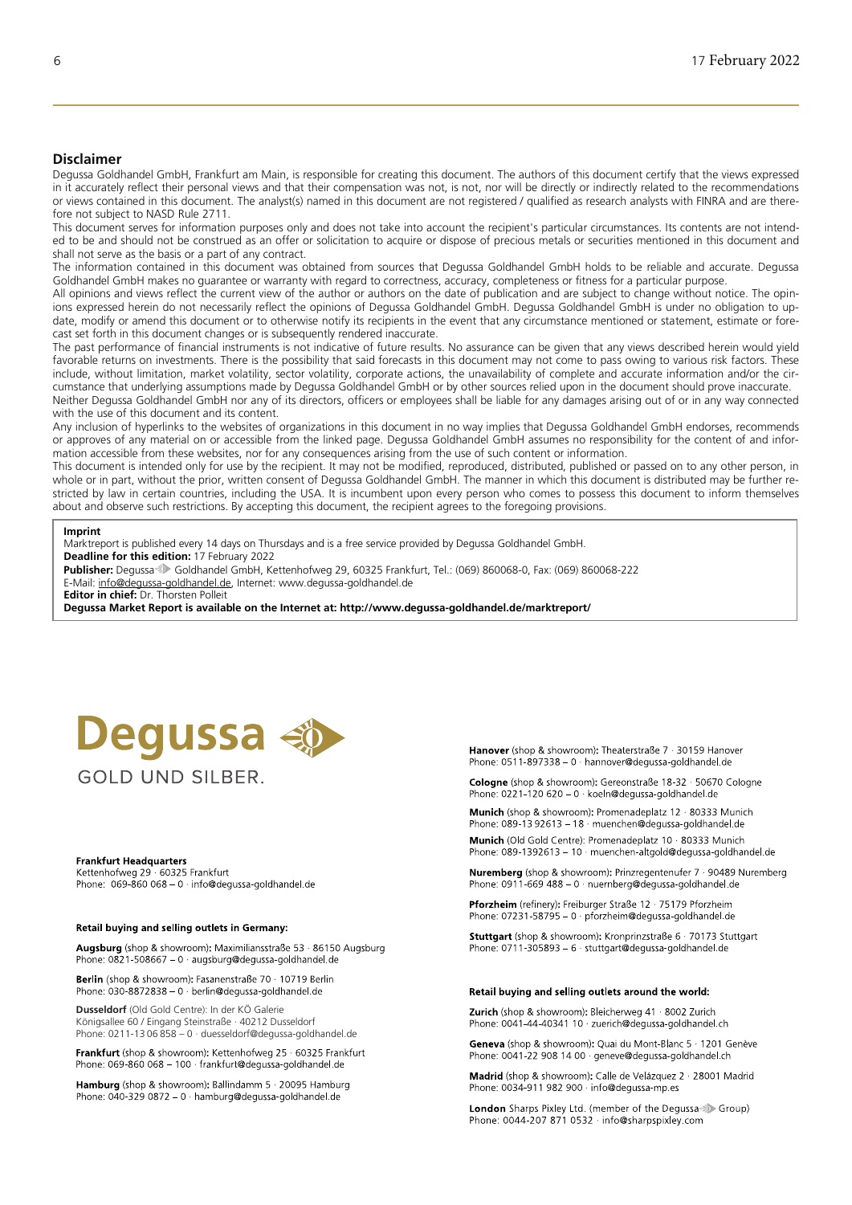## Disclaimer

Degussa Goldhandel GmbH, Frankfurt am Main, is responsible for creating this document. The authors of this document certify that the views expressed in it accurately reflect their personal views and that their compensation was not, is not, nor will be directly or indirectly related to the recommendations or views contained in this document. The analyst(s) named in this document are not registered / qualified as research analysts with FINRA and are therefore not subject to NASD Rule 2711.

This document serves for information purposes only and does not take into account the recipient's particular circumstances. Its contents are not intended to be and should not be construed as an offer or solicitation to acquire or dispose of precious metals or securities mentioned in this document and shall not serve as the basis or a part of any contract.

The information contained in this document was obtained from sources that Degussa Goldhandel GmbH holds to be reliable and accurate. Degussa Goldhandel GmbH makes no guarantee or warranty with regard to correctness, accuracy, completeness or fitness for a particular purpose.

All opinions and views reflect the current view of the author or authors on the date of publication and are subject to change without notice. The opinions expressed herein do not necessarily reflect the opinions of Degussa Goldhandel GmbH. Degussa Goldhandel GmbH is under no obligation to update, modify or amend this document or to otherwise notify its recipients in the event that any circumstance mentioned or statement, estimate or forecast set forth in this document changes or is subsequently rendered inaccurate.

The past performance of financial instruments is not indicative of future results. No assurance can be given that any views described herein would yield favorable returns on investments. There is the possibility that said forecasts in this document may not come to pass owing to various risk factors. These include, without limitation, market volatility, sector volatility, corporate actions, the unavailability of complete and accurate information and/or the circumstance that underlying assumptions made by Degussa Goldhandel GmbH or by other sources relied upon in the document should prove inaccurate.

Neither Degussa Goldhandel GmbH nor any of its directors, officers or employees shall be liable for any damages arising out of or in any way connected with the use of this document and its content.

Any inclusion of hyperlinks to the websites of organizations in this document in no way implies that Degussa Goldhandel GmbH endorses, recommends or approves of any material on or accessible from the linked page. Degussa Goldhandel GmbH assumes no responsibility for the content of and information accessible from these websites, nor for any consequences arising from the use of such content or information.

This document is intended only for use by the recipient. It may not be modified, reproduced, distributed, published or passed on to any other person, in whole or in part, without the prior, written consent of Degussa Goldhandel GmbH. The manner in which this document is distributed may be further restricted by law in certain countries, including the USA. It is incumbent upon every person who comes to possess this document to inform themselves about and observe such restrictions. By accepting this document, the recipient agrees to the foregoing provisions.

**Imprint**

Marktreport is published every 14 days on Thursdays and is a free service provided by Degussa Goldhandel GmbH.

**Deadline for this edition:** 17 February 2022

**Publisher:** Degussa Goldhandel GmbH, Kettenhofweg 29, 60325 Frankfurt, Tel.: (069) 860068-0, Fax: (069) 860068-222

E-Mail: info@degussa-goldhandel.de, Internet: www.degussa-goldhandel.de

**Editor in chief:** Dr. Thorsten Polleit

**Degussa Market Report is available on the Internet at: http://www.degussa-goldhandel.de/marktreport/**

Degussa

GOLD UND SILBER.

**Frankfurt Headquarters**
Kettenhofweg 29 · 60325 Frankfurt
Phone: 069-860 068 – 0 · info@degussa-goldhandel.de

**Retail buying and selling outlets in Germany:**

**Augsburg** (shop & showroom): Maximiliansstraße 53 · 86150 Augsburg
Phone: 0821-508667 – 0 · augsburg@degussa-goldhandel.de

**Berlin** (shop & showroom): Fasanenstraße 70 · 10719 Berlin
Phone: 030-8872838 – 0 · berlin@degussa-goldhandel.de

**Dusseldorf** (Old Gold Centre): In der KÖ Galerie
Königsallee 60 / Eingang Steinstraße · 40212 Dusseldorf
Phone: 0211-13 06 858 – 0 · duesseldorf@degussa-goldhandel.de

**Frankfurt** (shop & showroom): Kettenhofweg 25 · 60325 Frankfurt
Phone: 069-860 068 – 100 · frankfurt@degussa-goldhandel.de

**Hamburg** (shop & showroom): Ballindamm 5 · 20095 Hamburg
Phone: 040-329 0872 – 0 · hamburg@degussa-goldhandel.de

**Hanover** (shop & showroom): Theaterstraße 7 · 30159 Hanover
Phone: 0511-897338 – 0 · hannover@degussa-goldhandel.de

**Cologne** (shop & showroom): Gereonstraße 18-32 · 50670 Cologne
Phone: 0221-120 620 – 0 · koeln@degussa-goldhandel.de

**Munich** (shop & showroom): Promenadeplatz 12 · 80333 Munich
Phone: 089-13 92613 – 18 · muenchen@degussa-goldhandel.de

**Munich** (Old Gold Centre): Promenadeplatz 10 · 80333 Munich
Phone: 089-1392613 – 10 · muenchen-altgold@degussa-goldhandel.de

**Nuremberg** (shop & showroom): Prinzregentenufer 7 · 90489 Nuremberg
Phone: 0911-669 488 – 0 · nuernberg@degussa-goldhandel.de

**Pforzheim** (refinery): Freiburger Straße 12 · 75179 Pforzheim
Phone: 07231-58795 – 0 · pforzheim@degussa-goldhandel.de

**Stuttgart** (shop & showroom): Kronprinzstraße 6 · 70173 Stuttgart
Phone: 0711-305893 – 6 · stuttgart@degussa-goldhandel.de

**Retail buying and selling outlets around the world:**

**Zurich** (shop & showroom): Bleicherweg 41 · 8002 Zurich
Phone: 0041-44-40341 10 · zuerich@degussa-goldhandel.ch

**Geneva** (shop & showroom): Quai du Mont-Blanc 5 · 1201 Genève
Phone: 0041-22 908 14 00 · geneve@degussa-goldhandel.ch

**Madrid** (shop & showroom): Calle de Velázquez 2 · 28001 Madrid
Phone: 0034-911 982 900 · info@degussa-mp.es

**London** Sharps Pixley Ltd. (member of the Degussa Group)
Phone: 0044-207 871 0532 · info@sharpspixley.com